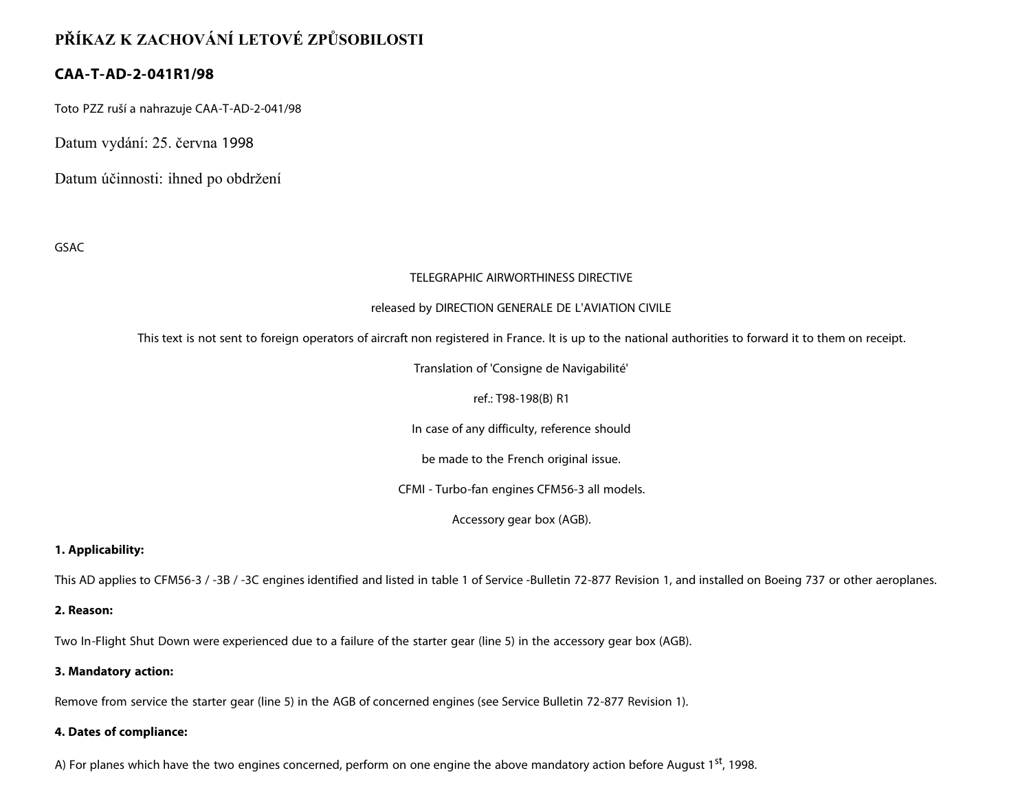# PŘÍKAZ K ZACHOVÁNÍ LETOVÉ ZPŮSOBILOSTI

## CAA-T-AD-2-041R1/98

Toto PZZ ruší a nahrazuje CAA-T-AD-2-041/98

Datum vydání: 25. června 1998

Datum účinnosti: ihned po obdržení

GSAC

TELEGRAPHIC AIRWORTHINESS DIRECTIVE

released by DIRECTION GENERALE DE L'AVIATION CIVILE

This text is not sent to foreign operators of aircraft non registered in France. It is up to the national authorities to forward it to them on receipt.

Translation of 'Consigne de Navigabilité'

ref.: T98-198(B) R1

In case of any difficulty, reference should

be made to the French original issue.

CFMI - Turbo-fan engines CFM56-3 all models.

Accessory gear box (AGB).

**1. Applicability:**

This AD applies to CFM56-3 / -3B / -3C engines identified and listed in table 1 of Service -Bulletin 72-877 Revision 1, and installed on Boeing 737 or other aeroplanes.

**2. Reason:**

Two In-Flight Shut Down were experienced due to a failure of the starter gear (line 5) in the accessory gear box (AGB).

**3. Mandatory action:**

Remove from service the starter gear (line 5) in the AGB of concerned engines (see Service Bulletin 72-877 Revision 1).

**4. Dates of compliance:**

A) For planes which have the two engines concerned, perform on one engine the above mandatory action before August 1st, 1998.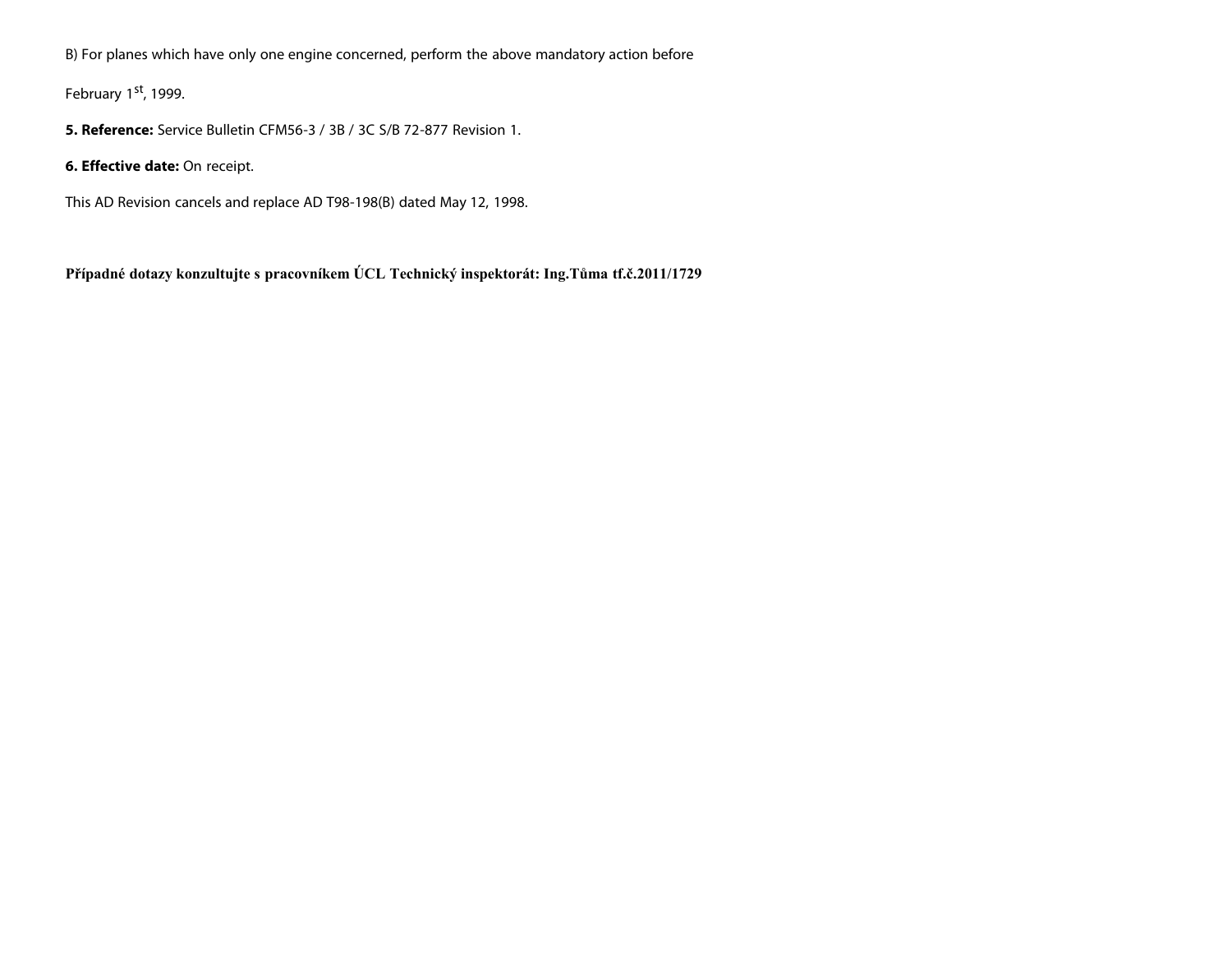B) For planes which have only one engine concerned, perform the above mandatory action before

February 1st, 1999.

**5. Reference:** Service Bulletin CFM56-3 / 3B / 3C S/B 72-877 Revision 1.

**6. Effective date:** On receipt.

This AD Revision cancels and replace AD T98-198(B) dated May 12, 1998.

**Případné dotazy konzultujte s pracovníkem ÚCL Technický inspektorát: Ing.Tůma tf.č.2011/1729**